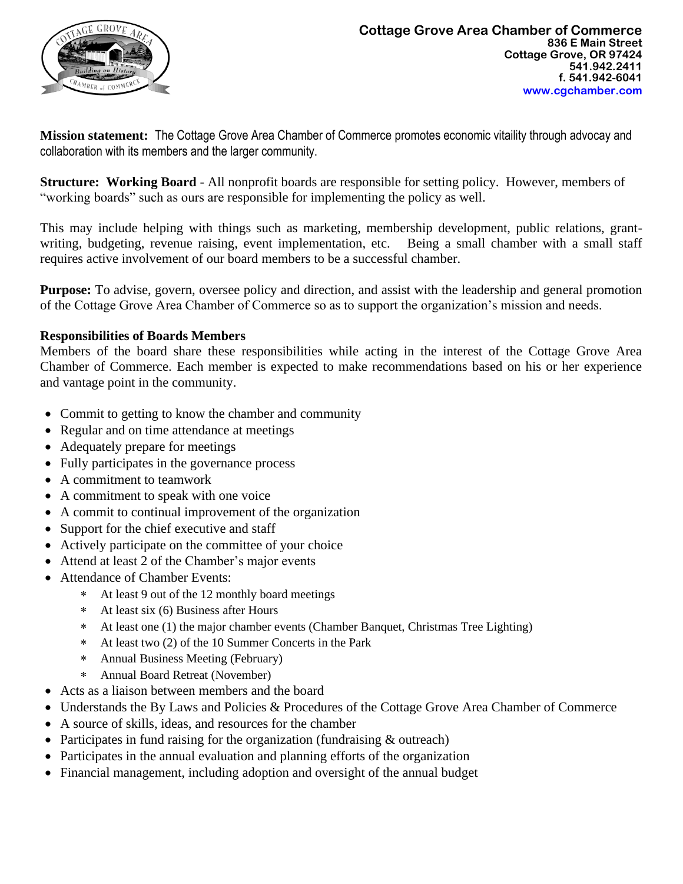**Cottage Grove Area Chamber of Commerce**
836 E Main Street
Cottage Grove, OR 97424
541.942.2411
f. 541.942-6041
www.cgchamber.com

**Mission statement:** The Cottage Grove Area Chamber of Commerce promotes economic vitality through advocay and collaboration with its members and the larger community.

**Structure: Working Board** - All nonprofit boards are responsible for setting policy. However, members of "working boards" such as ours are responsible for implementing the policy as well.

This may include helping with things such as marketing, membership development, public relations, grant-writing, budgeting, revenue raising, event implementation, etc. Being a small chamber with a small staff requires active involvement of our board members to be a successful chamber.

**Purpose:** To advise, govern, oversee policy and direction, and assist with the leadership and general promotion of the Cottage Grove Area Chamber of Commerce so as to support the organization's mission and needs.

**Responsibilities of Boards Members**

Members of the board share these responsibilities while acting in the interest of the Cottage Grove Area Chamber of Commerce. Each member is expected to make recommendations based on his or her experience and vantage point in the community.

- Commit to getting to know the chamber and community
- Regular and on time attendance at meetings
- Adequately prepare for meetings
- Fully participates in the governance process
- A commitment to teamwork
- A commitment to speak with one voice
- A commit to continual improvement of the organization
- Support for the chief executive and staff
- Actively participate on the committee of your choice
- Attend at least 2 of the Chamber's major events
- Attendance of Chamber Events:
  - At least 9 out of the 12 monthly board meetings
  - At least six (6) Business after Hours
  - At least one (1) the major chamber events (Chamber Banquet, Christmas Tree Lighting)
  - At least two (2) of the 10 Summer Concerts in the Park
  - Annual Business Meeting (February)
  - Annual Board Retreat (November)
- Acts as a liaison between members and the board
- Understands the By Laws and Policies & Procedures of the Cottage Grove Area Chamber of Commerce
- A source of skills, ideas, and resources for the chamber
- Participates in fund raising for the organization (fundraising & outreach)
- Participates in the annual evaluation and planning efforts of the organization
- Financial management, including adoption and oversight of the annual budget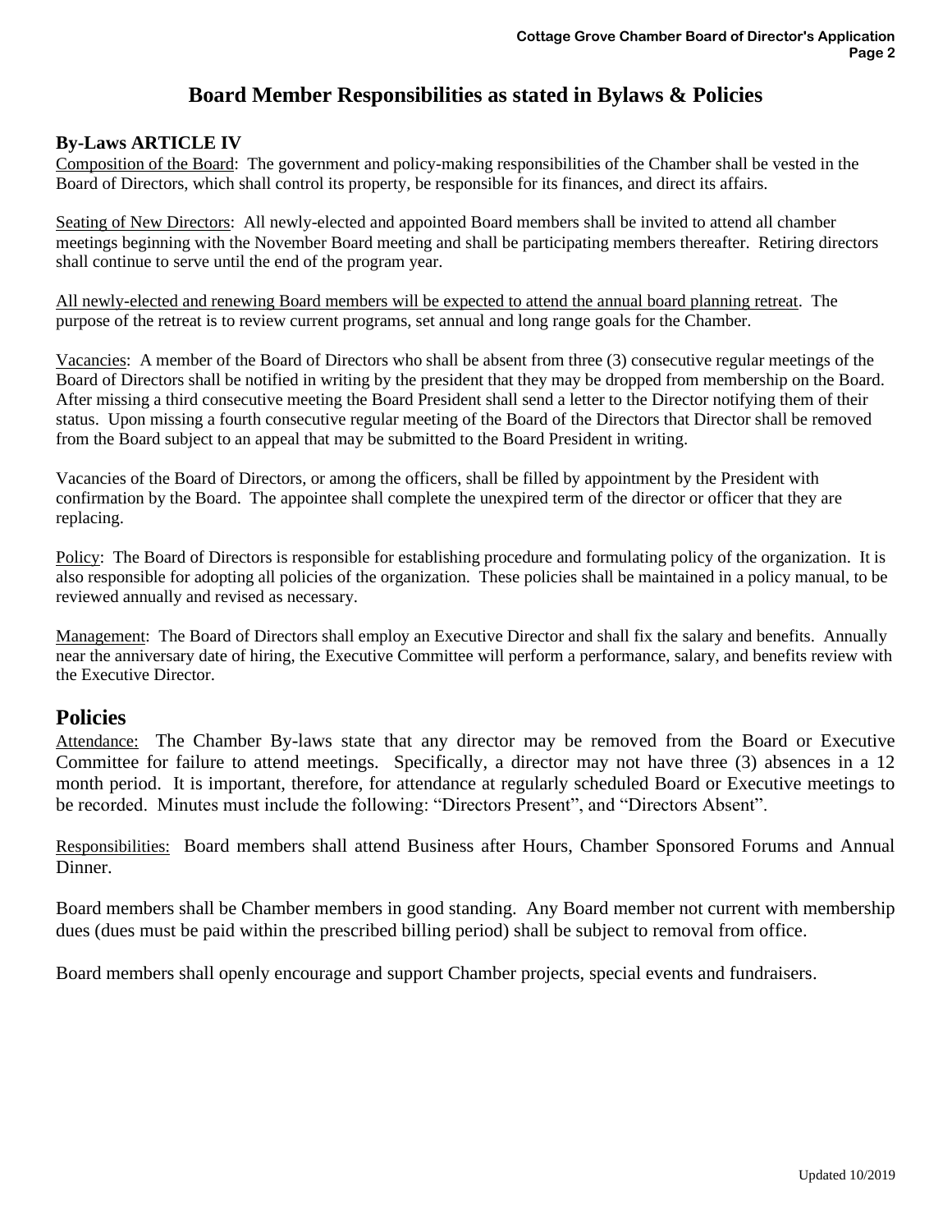# Board Member Responsibilities as stated in Bylaws & Policies

## By-Laws ARTICLE IV

Composition of the Board: The government and policy-making responsibilities of the Chamber shall be vested in the Board of Directors, which shall control its property, be responsible for its finances, and direct its affairs.

Seating of New Directors: All newly-elected and appointed Board members shall be invited to attend all chamber meetings beginning with the November Board meeting and shall be participating members thereafter. Retiring directors shall continue to serve until the end of the program year.

All newly-elected and renewing Board members will be expected to attend the annual board planning retreat. The purpose of the retreat is to review current programs, set annual and long range goals for the Chamber.

Vacancies: A member of the Board of Directors who shall be absent from three (3) consecutive regular meetings of the Board of Directors shall be notified in writing by the president that they may be dropped from membership on the Board. After missing a third consecutive meeting the Board President shall send a letter to the Director notifying them of their status. Upon missing a fourth consecutive regular meeting of the Board of the Directors that Director shall be removed from the Board subject to an appeal that may be submitted to the Board President in writing.

Vacancies of the Board of Directors, or among the officers, shall be filled by appointment by the President with confirmation by the Board. The appointee shall complete the unexpired term of the director or officer that they are replacing.

Policy: The Board of Directors is responsible for establishing procedure and formulating policy of the organization. It is also responsible for adopting all policies of the organization. These policies shall be maintained in a policy manual, to be reviewed annually and revised as necessary.

Management: The Board of Directors shall employ an Executive Director and shall fix the salary and benefits. Annually near the anniversary date of hiring, the Executive Committee will perform a performance, salary, and benefits review with the Executive Director.

## Policies

Attendance: The Chamber By-laws state that any director may be removed from the Board or Executive Committee for failure to attend meetings. Specifically, a director may not have three (3) absences in a 12 month period. It is important, therefore, for attendance at regularly scheduled Board or Executive meetings to be recorded. Minutes must include the following: "Directors Present", and "Directors Absent".

Responsibilities: Board members shall attend Business after Hours, Chamber Sponsored Forums and Annual Dinner.

Board members shall be Chamber members in good standing. Any Board member not current with membership dues (dues must be paid within the prescribed billing period) shall be subject to removal from office.

Board members shall openly encourage and support Chamber projects, special events and fundraisers.

Updated 10/2019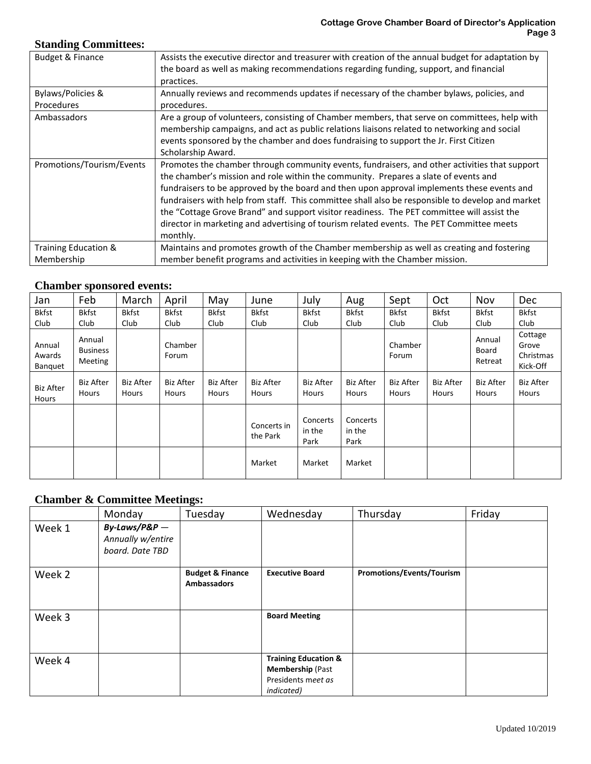## Standing Committees:

| | |
|---|---|
| Budget & Finance | Assists the executive director and treasurer with creation of the annual budget for adaptation by the board as well as making recommendations regarding funding, support, and financial practices. |
| Bylaws/Policies & Procedures | Annually reviews and recommends updates if necessary of the chamber bylaws, policies, and procedures. |
| Ambassadors | Are a group of volunteers, consisting of Chamber members, that serve on committees, help with membership campaigns, and act as public relations liaisons related to networking and social events sponsored by the chamber and does fundraising to support the Jr. First Citizen Scholarship Award. |
| Promotions/Tourism/Events | Promotes the chamber through community events, fundraisers, and other activities that support the chamber's mission and role within the community. Prepares a slate of events and fundraisers to be approved by the board and then upon approval implements these events and fundraisers with help from staff. This committee shall also be responsible to develop and market the "Cottage Grove Brand" and support visitor readiness. The PET committee will assist the director in marketing and advertising of tourism related events. The PET Committee meets monthly. |
| Training Education & Membership | Maintains and promotes growth of the Chamber membership as well as creating and fostering member benefit programs and activities in keeping with the Chamber mission. |

## Chamber sponsored events:

| Jan | Feb | March | April | May | June | July | Aug | Sept | Oct | Nov | Dec |
|---|---|---|---|---|---|---|---|---|---|---|---|
| Bkfst Club | Bkfst Club | Bkfst Club | Bkfst Club | Bkfst Club | Bkfst Club | Bkfst Club | Bkfst Club | Bkfst Club | Bkfst Club | Bkfst Club | Bkfst Club |
| Annual Awards Banquet | Annual Business Meeting | | Chamber Forum | | | | | Chamber Forum | | Annual Board Retreat | Cottage Grove Christmas Kick-Off |
| Biz After Hours | Biz After Hours | Biz After Hours | Biz After Hours | Biz After Hours | Biz After Hours | Biz After Hours | Biz After Hours | Biz After Hours | Biz After Hours | Biz After Hours | Biz After Hours |
| | | | | | Concerts in the Park | Concerts in the Park | Concerts in the Park | | | | |
| | | | | | Market | Market | Market | | | | |

## Chamber & Committee Meetings:

| | Monday | Tuesday | Wednesday | Thursday | Friday |
|---|---|---|---|---|---|
| Week 1 | ***By-Laws/P&P*** *— Annually w/entire board. Date TBD* | | | | |
| Week 2 | | **Budget & Finance Ambassadors** | **Executive Board** | **Promotions/Events/Tourism** | |
| Week 3 | | | **Board Meeting** | | |
| Week 4 | | | **Training Education & Membership** (Past Presidents m*eet as indicated)* | | |

Updated 10/2019